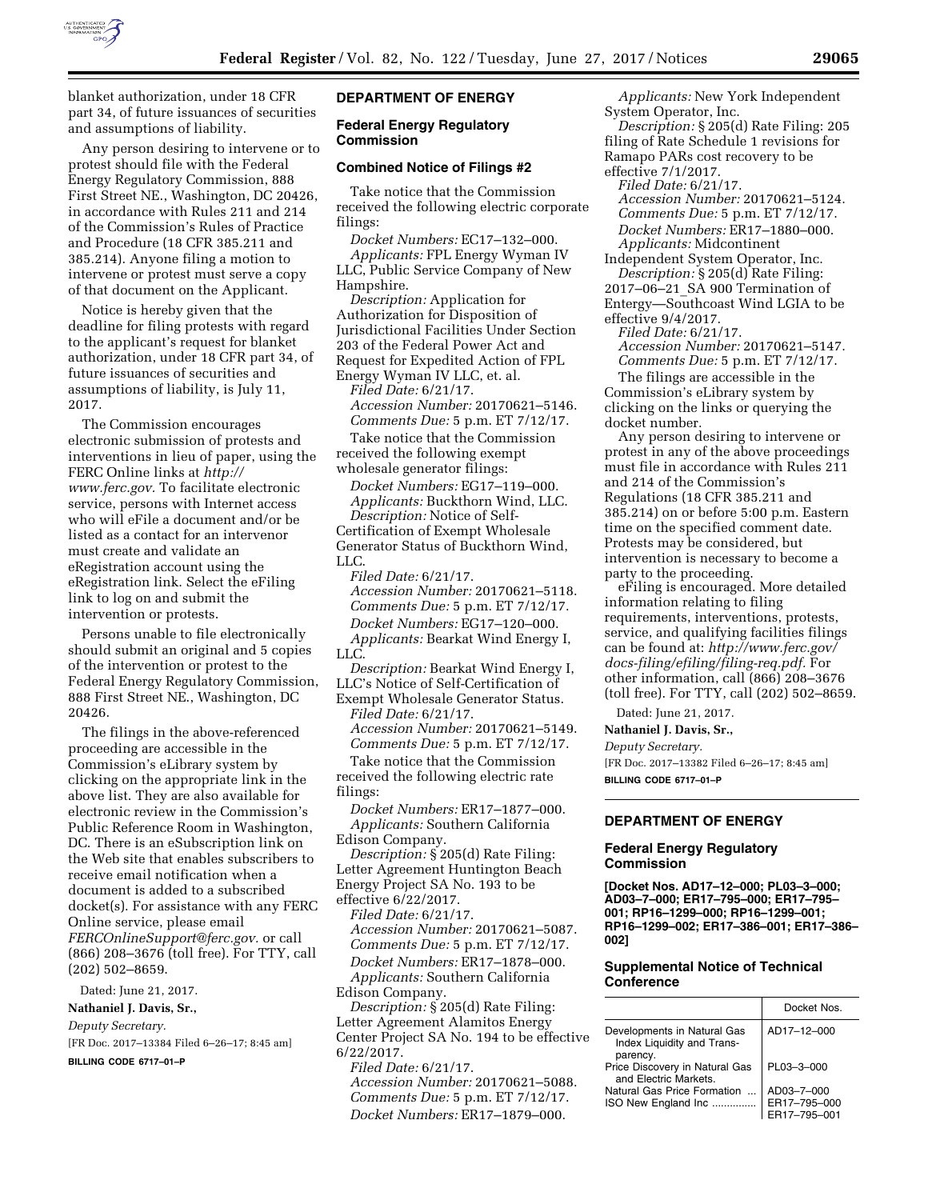blanket authorization, under 18 CFR part 34, of future issuances of securities and assumptions of liability.

Any person desiring to intervene or to protest should file with the Federal Energy Regulatory Commission, 888 First Street NE., Washington, DC 20426, in accordance with Rules 211 and 214 of the Commission's Rules of Practice and Procedure (18 CFR 385.211 and 385.214). Anyone filing a motion to intervene or protest must serve a copy of that document on the Applicant.

Notice is hereby given that the deadline for filing protests with regard to the applicant's request for blanket authorization, under 18 CFR part 34, of future issuances of securities and assumptions of liability, is July 11, 2017.

The Commission encourages electronic submission of protests and interventions in lieu of paper, using the FERC Online links at *http://www.ferc.gov.* To facilitate electronic service, persons with Internet access who will eFile a document and/or be listed as a contact for an intervenor must create and validate an eRegistration account using the eRegistration link. Select the eFiling link to log on and submit the intervention or protests.

Persons unable to file electronically should submit an original and 5 copies of the intervention or protest to the Federal Energy Regulatory Commission, 888 First Street NE., Washington, DC 20426.

The filings in the above-referenced proceeding are accessible in the Commission's eLibrary system by clicking on the appropriate link in the above list. They are also available for electronic review in the Commission's Public Reference Room in Washington, DC. There is an eSubscription link on the Web site that enables subscribers to receive email notification when a document is added to a subscribed docket(s). For assistance with any FERC Online service, please email *FERCOnlineSupport@ferc.gov.* or call (866) 208–3676 (toll free). For TTY, call (202) 502–8659.

Dated: June 21, 2017.

**Nathaniel J. Davis, Sr.,**

*Deputy Secretary.*

[FR Doc. 2017–13384 Filed 6–26–17; 8:45 am]

**BILLING CODE 6717–01–P**

## DEPARTMENT OF ENERGY

### Federal Energy Regulatory Commission

### Combined Notice of Filings #2

Take notice that the Commission received the following electric corporate filings:

*Docket Numbers:* EC17–132–000.
*Applicants:* FPL Energy Wyman IV LLC, Public Service Company of New Hampshire.
*Description:* Application for Authorization for Disposition of Jurisdictional Facilities Under Section 203 of the Federal Power Act and Request for Expedited Action of FPL Energy Wyman IV LLC, et. al.
*Filed Date:* 6/21/17.
*Accession Number:* 20170621–5146.
*Comments Due:* 5 p.m. ET 7/12/17.

Take notice that the Commission received the following exempt wholesale generator filings:

*Docket Numbers:* EG17–119–000.
*Applicants:* Buckthorn Wind, LLC.
*Description:* Notice of Self-Certification of Exempt Wholesale Generator Status of Buckthorn Wind, LLC.
*Filed Date:* 6/21/17.
*Accession Number:* 20170621–5118.
*Comments Due:* 5 p.m. ET 7/12/17.

*Docket Numbers:* EG17–120–000.
*Applicants:* Bearkat Wind Energy I, LLC.
*Description:* Bearkat Wind Energy I, LLC's Notice of Self-Certification of Exempt Wholesale Generator Status.
*Filed Date:* 6/21/17.
*Accession Number:* 20170621–5149.
*Comments Due:* 5 p.m. ET 7/12/17.

Take notice that the Commission received the following electric rate filings:

*Docket Numbers:* ER17–1877–000.
*Applicants:* Southern California Edison Company.
*Description:* § 205(d) Rate Filing: Letter Agreement Huntington Beach Energy Project SA No. 193 to be effective 6/22/2017.
*Filed Date:* 6/21/17.
*Accession Number:* 20170621–5087.
*Comments Due:* 5 p.m. ET 7/12/17.

*Docket Numbers:* ER17–1878–000.
*Applicants:* Southern California Edison Company.
*Description:* § 205(d) Rate Filing: Letter Agreement Alamitos Energy Center Project SA No. 194 to be effective 6/22/2017.
*Filed Date:* 6/21/17.
*Accession Number:* 20170621–5088.
*Comments Due:* 5 p.m. ET 7/12/17.

*Docket Numbers:* ER17–1879–000.
*Applicants:* New York Independent System Operator, Inc.
*Description:* § 205(d) Rate Filing: 205 filing of Rate Schedule 1 revisions for Ramapo PARs cost recovery to be effective 7/1/2017.
*Filed Date:* 6/21/17.
*Accession Number:* 20170621–5124.
*Comments Due:* 5 p.m. ET 7/12/17.

*Docket Numbers:* ER17–1880–000.
*Applicants:* Midcontinent Independent System Operator, Inc.
*Description:* § 205(d) Rate Filing: 2017–06–21_SA 900 Termination of Entergy—Southcoast Wind LGIA to be effective 9/4/2017.
*Filed Date:* 6/21/17.
*Accession Number:* 20170621–5147.
*Comments Due:* 5 p.m. ET 7/12/17.

The filings are accessible in the Commission's eLibrary system by clicking on the links or querying the docket number.

Any person desiring to intervene or protest in any of the above proceedings must file in accordance with Rules 211 and 214 of the Commission's Regulations (18 CFR 385.211 and 385.214) on or before 5:00 p.m. Eastern time on the specified comment date. Protests may be considered, but intervention is necessary to become a party to the proceeding.

eFiling is encouraged. More detailed information relating to filing requirements, interventions, protests, service, and qualifying facilities filings can be found at: *http://www.ferc.gov/docs-filing/efiling/filing-req.pdf.* For other information, call (866) 208–3676 (toll free). For TTY, call (202) 502–8659.

Dated: June 21, 2017.

**Nathaniel J. Davis, Sr.,**

*Deputy Secretary.*

[FR Doc. 2017–13382 Filed 6–26–17; 8:45 am]

**BILLING CODE 6717–01–P**

## DEPARTMENT OF ENERGY

### Federal Energy Regulatory Commission

**[Docket Nos. AD17–12–000; PL03–3–000; AD03–7–000; ER17–795–000; ER17–795–001; RP16–1299–000; RP16–1299–001; RP16–1299–002; ER17–386–001; ER17–386–002]**

### Supplemental Notice of Technical Conference

| | Docket Nos. |
|---|---|
| Developments in Natural Gas Index Liquidity and Transparency. | AD17–12–000 |
| Price Discovery in Natural Gas and Electric Markets. | PL03–3–000 |
| Natural Gas Price Formation ... | AD03–7–000 |
| ISO New England Inc .............. | ER17–795–000<br>ER17–795–001 |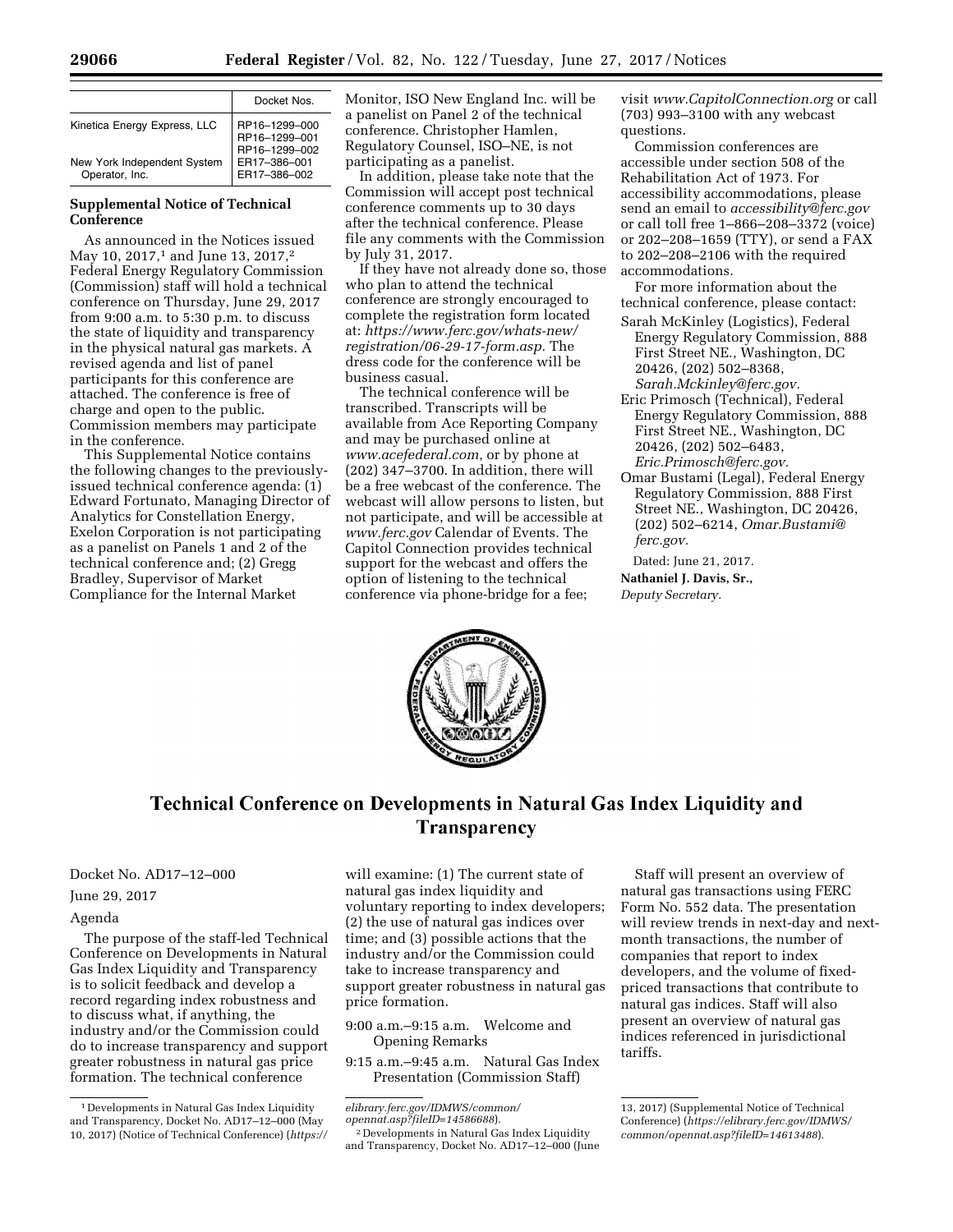| | Docket Nos. |
|---|---|
| Kinetica Energy Express, LLC | RP16–1299–000<br>RP16–1299–001<br>RP16–1299–002 |
| New York Independent System Operator, Inc. | ER17–386–001<br>ER17–386–002 |

**Supplemental Notice of Technical Conference**

As announced in the Notices issued May 10, 2017,[1] and June 13, 2017,[2] Federal Energy Regulatory Commission (Commission) staff will hold a technical conference on Thursday, June 29, 2017 from 9:00 a.m. to 5:30 p.m. to discuss the state of liquidity and transparency in the physical natural gas markets. A revised agenda and list of panel participants for this conference are attached. The conference is free of charge and open to the public. Commission members may participate in the conference.

This Supplemental Notice contains the following changes to the previously-issued technical conference agenda: (1) Edward Fortunato, Managing Director of Analytics for Constellation Energy, Exelon Corporation is not participating as a panelist on Panels 1 and 2 of the technical conference and; (2) Gregg Bradley, Supervisor of Market Compliance for the Internal Market Monitor, ISO New England Inc. will be a panelist on Panel 2 of the technical conference. Christopher Hamlen, Regulatory Counsel, ISO–NE, is not participating as a panelist.

In addition, please take note that the Commission will accept post technical conference comments up to 30 days after the technical conference. Please file any comments with the Commission by July 31, 2017.

If they have not already done so, those who plan to attend the technical conference are strongly encouraged to complete the registration form located at: *https://www.ferc.gov/whats-new/registration/06-29-17-form.asp.* The dress code for the conference will be business casual.

The technical conference will be transcribed. Transcripts will be available from Ace Reporting Company and may be purchased online at *www.acefederal.com,* or by phone at (202) 347–3700. In addition, there will be a free webcast of the conference. The webcast will allow persons to listen, but not participate, and will be accessible at *www.ferc.gov* Calendar of Events. The Capitol Connection provides technical support for the webcast and offers the option of listening to the technical conference via phone-bridge for a fee; visit *www.CapitolConnection.org* or call (703) 993–3100 with any webcast questions.

Commission conferences are accessible under section 508 of the Rehabilitation Act of 1973. For accessibility accommodations, please send an email to *accessibility@ferc.gov* or call toll free 1–866–208–3372 (voice) or 202–208–1659 (TTY), or send a FAX to 202–208–2106 with the required accommodations.

For more information about the technical conference, please contact:

Sarah McKinley (Logistics), Federal Energy Regulatory Commission, 888 First Street NE., Washington, DC 20426, (202) 502–8368, *Sarah.Mckinley@ferc.gov.*

Eric Primosch (Technical), Federal Energy Regulatory Commission, 888 First Street NE., Washington, DC 20426, (202) 502–6483, *Eric.Primosch@ferc.gov.*

Omar Bustami (Legal), Federal Energy Regulatory Commission, 888 First Street NE., Washington, DC 20426, (202) 502–6214, *Omar.Bustami@ferc.gov.*

Dated: June 21, 2017.

**Nathaniel J. Davis, Sr.,**

*Deputy Secretary.*

# Technical Conference on Developments in Natural Gas Index Liquidity and Transparency

Docket No. AD17–12–000

June 29, 2017

Agenda

The purpose of the staff-led Technical Conference on Developments in Natural Gas Index Liquidity and Transparency is to solicit feedback and develop a record regarding index robustness and to discuss what, if anything, the industry and/or the Commission could do to increase transparency and support greater robustness in natural gas price formation. The technical conference will examine: (1) The current state of natural gas index liquidity and voluntary reporting to index developers; (2) the use of natural gas indices over time; and (3) possible actions that the industry and/or the Commission could take to increase transparency and support greater robustness in natural gas price formation.

9:00 a.m.–9:15 a.m. Welcome and Opening Remarks

9:15 a.m.–9:45 a.m. Natural Gas Index Presentation (Commission Staff)

Staff will present an overview of natural gas transactions using FERC Form No. 552 data. The presentation will review trends in next-day and next-month transactions, the number of companies that report to index developers, and the volume of fixed-priced transactions that contribute to natural gas indices. Staff will also present an overview of natural gas indices referenced in jurisdictional tariffs.

[1] Developments in Natural Gas Index Liquidity and Transparency, Docket No. AD17–12–000 (May 10, 2017) (Notice of Technical Conference) (*https://elibrary.ferc.gov/IDMWS/common/opennat.asp?fileID=14586688*).

[2] Developments in Natural Gas Index Liquidity and Transparency, Docket No. AD17–12–000 (June 13, 2017) (Supplemental Notice of Technical Conference) (*https://elibrary.ferc.gov/IDMWS/common/opennat.asp?fileID=14613488*).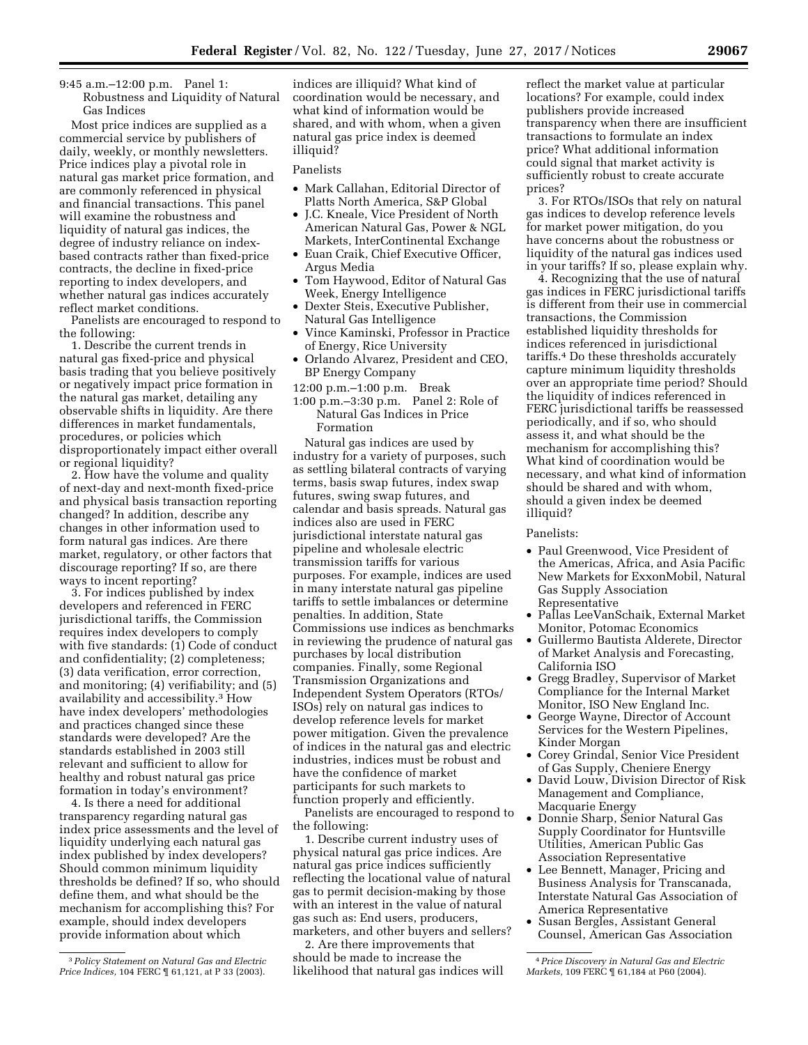9:45 a.m.–12:00 p.m. Panel 1: Robustness and Liquidity of Natural Gas Indices

Most price indices are supplied as a commercial service by publishers of daily, weekly, or monthly newsletters. Price indices play a pivotal role in natural gas market price formation, and are commonly referenced in physical and financial transactions. This panel will examine the robustness and liquidity of natural gas indices, the degree of industry reliance on index-based contracts rather than fixed-price contracts, the decline in fixed-price reporting to index developers, and whether natural gas indices accurately reflect market conditions.

Panelists are encouraged to respond to the following:

1. Describe the current trends in natural gas fixed-price and physical basis trading that you believe positively or negatively impact price formation in the natural gas market, detailing any observable shifts in liquidity. Are there differences in market fundamentals, procedures, or policies which disproportionately impact either overall or regional liquidity?

2. How have the volume and quality of next-day and next-month fixed-price and physical basis transaction reporting changed? In addition, describe any changes in other information used to form natural gas indices. Are there market, regulatory, or other factors that discourage reporting? If so, are there ways to incent reporting?

3. For indices published by index developers and referenced in FERC jurisdictional tariffs, the Commission requires index developers to comply with five standards: (1) Code of conduct and confidentiality; (2) completeness; (3) data verification, error correction, and monitoring; (4) verifiability; and (5) availability and accessibility.[3] How have index developers' methodologies and practices changed since these standards were developed? Are the standards established in 2003 still relevant and sufficient to allow for healthy and robust natural gas price formation in today's environment?

4. Is there a need for additional transparency regarding natural gas index price assessments and the level of liquidity underlying each natural gas index published by index developers? Should common minimum liquidity thresholds be defined? If so, who should define them, and what should be the mechanism for accomplishing this? For example, should index developers provide information about which indices are illiquid? What kind of coordination would be necessary, and what kind of information would be shared, and with whom, when a given natural gas price index is deemed illiquid?

Panelists

- Mark Callahan, Editorial Director of Platts North America, S&P Global
- J.C. Kneale, Vice President of North American Natural Gas, Power & NGL Markets, InterContinental Exchange
- Euan Craik, Chief Executive Officer, Argus Media
- Tom Haywood, Editor of Natural Gas Week, Energy Intelligence
- Dexter Steis, Executive Publisher, Natural Gas Intelligence
- Vince Kaminski, Professor in Practice of Energy, Rice University
- Orlando Alvarez, President and CEO, BP Energy Company

12:00 p.m.–1:00 p.m. Break

1:00 p.m.–3:30 p.m. Panel 2: Role of Natural Gas Indices in Price Formation

Natural gas indices are used by industry for a variety of purposes, such as settling bilateral contracts of varying terms, basis swap futures, index swap futures, swing swap futures, and calendar and basis spreads. Natural gas indices also are used in FERC jurisdictional interstate natural gas pipeline and wholesale electric transmission tariffs for various purposes. For example, indices are used in many interstate natural gas pipeline tariffs to settle imbalances or determine penalties. In addition, State Commissions use indices as benchmarks in reviewing the prudence of natural gas purchases by local distribution companies. Finally, some Regional Transmission Organizations and Independent System Operators (RTOs/ISOs) rely on natural gas indices to develop reference levels for market power mitigation. Given the prevalence of indices in the natural gas and electric industries, indices must be robust and have the confidence of market participants for such markets to function properly and efficiently.

Panelists are encouraged to respond to the following:

1. Describe current industry uses of physical natural gas price indices. Are natural gas price indices sufficiently reflecting the locational value of natural gas to permit decision-making by those with an interest in the value of natural gas such as: End users, producers, marketers, and other buyers and sellers?

2. Are there improvements that should be made to increase the likelihood that natural gas indices will reflect the market value at particular locations? For example, could index publishers provide increased transparency when there are insufficient transactions to formulate an index price? What additional information could signal that market activity is sufficiently robust to create accurate prices?

3. For RTOs/ISOs that rely on natural gas indices to develop reference levels for market power mitigation, do you have concerns about the robustness or liquidity of the natural gas indices used in your tariffs? If so, please explain why.

4. Recognizing that the use of natural gas indices in FERC jurisdictional tariffs is different from their use in commercial transactions, the Commission established liquidity thresholds for indices referenced in jurisdictional tariffs.[4] Do these thresholds accurately capture minimum liquidity thresholds over an appropriate time period? Should the liquidity of indices referenced in FERC jurisdictional tariffs be reassessed periodically, and if so, who should assess it, and what should be the mechanism for accomplishing this? What kind of coordination would be necessary, and what kind of information should be shared and with whom, should a given index be deemed illiquid?

Panelists:

- Paul Greenwood, Vice President of the Americas, Africa, and Asia Pacific New Markets for ExxonMobil, Natural Gas Supply Association Representative
- Pallas LeeVanSchaik, External Market Monitor, Potomac Economics
- Guillermo Bautista Alderete, Director of Market Analysis and Forecasting, California ISO
- Gregg Bradley, Supervisor of Market Compliance for the Internal Market Monitor, ISO New England Inc.
- George Wayne, Director of Account Services for the Western Pipelines, Kinder Morgan
- Corey Grindal, Senior Vice President of Gas Supply, Cheniere Energy
- David Louw, Division Director of Risk Management and Compliance, Macquarie Energy
- Donnie Sharp, Senior Natural Gas Supply Coordinator for Huntsville Utilities, American Public Gas Association Representative
- Lee Bennett, Manager, Pricing and Business Analysis for Transcanada, Interstate Natural Gas Association of America Representative
- Susan Bergles, Assistant General Counsel, American Gas Association

---

[3] *Policy Statement on Natural Gas and Electric Price Indices*, 104 FERC ¶ 61,121, at P 33 (2003).

[4] *Price Discovery in Natural Gas and Electric Markets*, 109 FERC ¶ 61,184 at P60 (2004).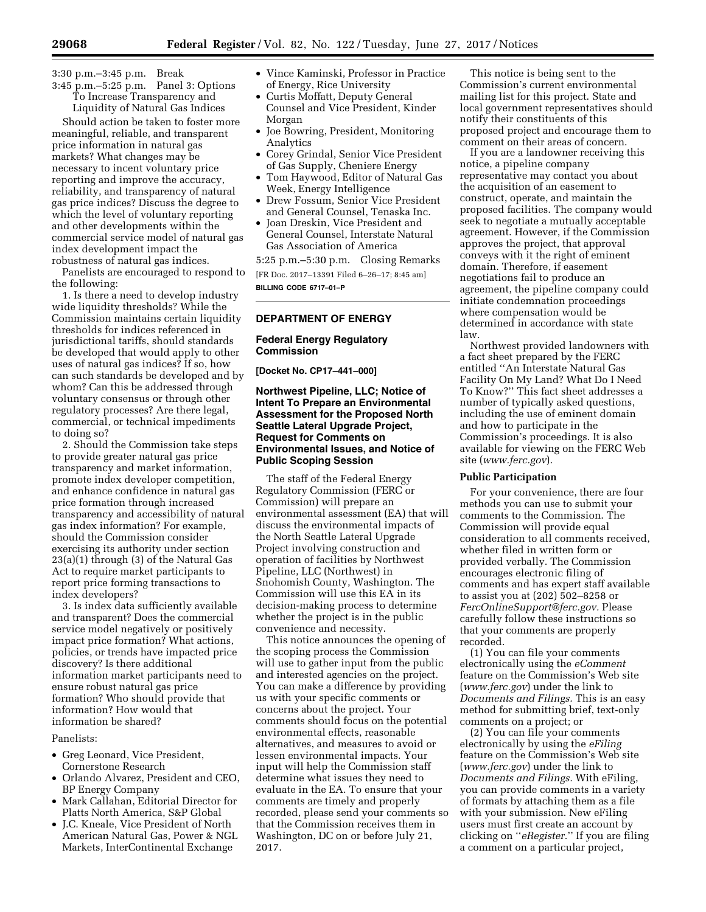3:30 p.m.–3:45 p.m. Break

3:45 p.m.–5:25 p.m. Panel 3: Options To Increase Transparency and Liquidity of Natural Gas Indices

Should action be taken to foster more meaningful, reliable, and transparent price information in natural gas markets? What changes may be necessary to incent voluntary price reporting and improve the accuracy, reliability, and transparency of natural gas price indices? Discuss the degree to which the level of voluntary reporting and other developments within the commercial service model of natural gas index development impact the robustness of natural gas indices.

Panelists are encouraged to respond to the following:

1. Is there a need to develop industry wide liquidity thresholds? While the Commission maintains certain liquidity thresholds for indices referenced in jurisdictional tariffs, should standards be developed that would apply to other uses of natural gas indices? If so, how can such standards be developed and by whom? Can this be addressed through voluntary consensus or through other regulatory processes? Are there legal, commercial, or technical impediments to doing so?

2. Should the Commission take steps to provide greater natural gas price transparency and market information, promote index developer competition, and enhance confidence in natural gas price formation through increased transparency and accessibility of natural gas index information? For example, should the Commission consider exercising its authority under section 23(a)(1) through (3) of the Natural Gas Act to require market participants to report price forming transactions to index developers?

3. Is index data sufficiently available and transparent? Does the commercial service model negatively or positively impact price formation? What actions, policies, or trends have impacted price discovery? Is there additional information market participants need to ensure robust natural gas price formation? Who should provide that information? How would that information be shared?

Panelists:

- Greg Leonard, Vice President, Cornerstone Research
- Orlando Alvarez, President and CEO, BP Energy Company
- Mark Callahan, Editorial Director for Platts North America, S&P Global
- J.C. Kneale, Vice President of North American Natural Gas, Power & NGL Markets, InterContinental Exchange
- Vince Kaminski, Professor in Practice of Energy, Rice University
- Curtis Moffatt, Deputy General Counsel and Vice President, Kinder Morgan
- Joe Bowring, President, Monitoring Analytics
- Corey Grindal, Senior Vice President of Gas Supply, Cheniere Energy
- Tom Haywood, Editor of Natural Gas Week, Energy Intelligence
- Drew Fossum, Senior Vice President and General Counsel, Tenaska Inc.
- Joan Dreskin, Vice President and General Counsel, Interstate Natural Gas Association of America

5:25 p.m.–5:30 p.m. Closing Remarks

[FR Doc. 2017–13391 Filed 6–26–17; 8:45 am]

**BILLING CODE 6717–01–P**

## DEPARTMENT OF ENERGY

### Federal Energy Regulatory Commission

**[Docket No. CP17–441–000]**

### Northwest Pipeline, LLC; Notice of Intent To Prepare an Environmental Assessment for the Proposed North Seattle Lateral Upgrade Project, Request for Comments on Environmental Issues, and Notice of Public Scoping Session

The staff of the Federal Energy Regulatory Commission (FERC or Commission) will prepare an environmental assessment (EA) that will discuss the environmental impacts of the North Seattle Lateral Upgrade Project involving construction and operation of facilities by Northwest Pipeline, LLC (Northwest) in Snohomish County, Washington. The Commission will use this EA in its decision-making process to determine whether the project is in the public convenience and necessity.

This notice announces the opening of the scoping process the Commission will use to gather input from the public and interested agencies on the project. You can make a difference by providing us with your specific comments or concerns about the project. Your comments should focus on the potential environmental effects, reasonable alternatives, and measures to avoid or lessen environmental impacts. Your input will help the Commission staff determine what issues they need to evaluate in the EA. To ensure that your comments are timely and properly recorded, please send your comments so that the Commission receives them in Washington, DC on or before July 21, 2017.

This notice is being sent to the Commission's current environmental mailing list for this project. State and local government representatives should notify their constituents of this proposed project and encourage them to comment on their areas of concern.

If you are a landowner receiving this notice, a pipeline company representative may contact you about the acquisition of an easement to construct, operate, and maintain the proposed facilities. The company would seek to negotiate a mutually acceptable agreement. However, if the Commission approves the project, that approval conveys with it the right of eminent domain. Therefore, if easement negotiations fail to produce an agreement, the pipeline company could initiate condemnation proceedings where compensation would be determined in accordance with state law.

Northwest provided landowners with a fact sheet prepared by the FERC entitled ''An Interstate Natural Gas Facility On My Land? What Do I Need To Know?'' This fact sheet addresses a number of typically asked questions, including the use of eminent domain and how to participate in the Commission's proceedings. It is also available for viewing on the FERC Web site (*www.ferc.gov*).

#### Public Participation

For your convenience, there are four methods you can use to submit your comments to the Commission. The Commission will provide equal consideration to all comments received, whether filed in written form or provided verbally. The Commission encourages electronic filing of comments and has expert staff available to assist you at (202) 502–8258 or *FercOnlineSupport@ferc.gov.* Please carefully follow these instructions so that your comments are properly recorded.

(1) You can file your comments electronically using the *eComment* feature on the Commission's Web site (*www.ferc.gov*) under the link to *Documents and Filings.* This is an easy method for submitting brief, text-only comments on a project; or

(2) You can file your comments electronically by using the *eFiling* feature on the Commission's Web site (*www.ferc.gov*) under the link to *Documents and Filings.* With eFiling, you can provide comments in a variety of formats by attaching them as a file with your submission. New eFiling users must first create an account by clicking on ''*eRegister.*'' If you are filing a comment on a particular project,